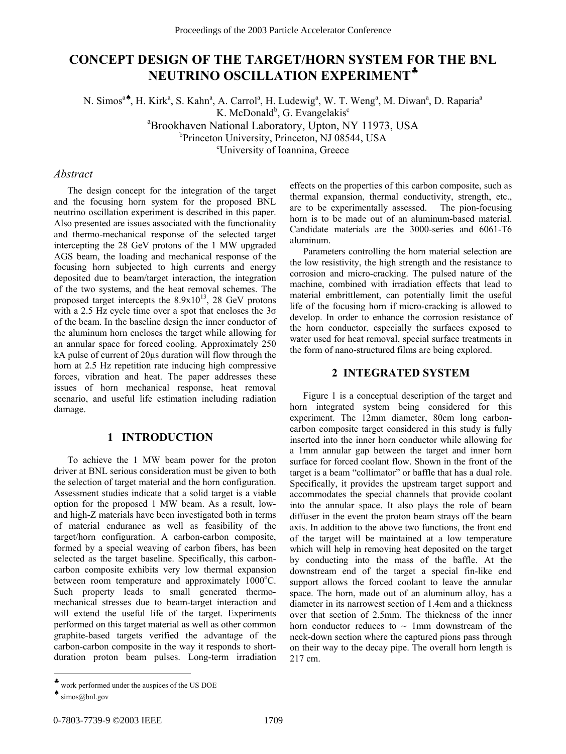# CONCEPT DESIGN OF THE TARGET/HORN SYSTEM FOR THE BNL NEUTRINO OSCILLATION EXPERIMENT[♣]

N. Simos[a♠], H. Kirk[a], S. Kahn[a], A. Carrol[a], H. Ludewig[a], W. T. Weng[a], M. Diwan[a], D. Raparia[a]
K. McDonald[b], G. Evangelakis[c]

[a]Brookhaven National Laboratory, Upton, NY 11973, USA
[b]Princeton University, Princeton, NJ 08544, USA
[c]University of Ioannina, Greece

## *Abstract*

The design concept for the integration of the target and the focusing horn system for the proposed BNL neutrino oscillation experiment is described in this paper. Also presented are issues associated with the functionality and thermo-mechanical response of the selected target intercepting the 28 GeV protons of the 1 MW upgraded AGS beam, the loading and mechanical response of the focusing horn subjected to high currents and energy deposited due to beam/target interaction, the integration of the two systems, and the heat removal schemes. The proposed target intercepts the $8.9 \times 10^{13}$, 28 GeV protons with a 2.5 Hz cycle time over a spot that encloses the $3\sigma$ of the beam. In the baseline design the inner conductor of the aluminum horn encloses the target while allowing for an annular space for forced cooling. Approximately 250 kA pulse of current of 20μs duration will flow through the horn at 2.5 Hz repetition rate inducing high compressive forces, vibration and heat. The paper addresses these issues of horn mechanical response, heat removal scenario, and useful life estimation including radiation damage.

## 1 INTRODUCTION

To achieve the 1 MW beam power for the proton driver at BNL serious consideration must be given to both the selection of target material and the horn configuration. Assessment studies indicate that a solid target is a viable option for the proposed 1 MW beam. As a result, low- and high-Z materials have been investigated both in terms of material endurance as well as feasibility of the target/horn configuration. A carbon-carbon composite, formed by a special weaving of carbon fibers, has been selected as the target baseline. Specifically, this carbon-carbon composite exhibits very low thermal expansion between room temperature and approximately 1000°C. Such property leads to small generated thermo-mechanical stresses due to beam-target interaction and will extend the useful life of the target. Experiments performed on this target material as well as other common graphite-based targets verified the advantage of the carbon-carbon composite in the way it responds to short-duration proton beam pulses. Long-term irradiation effects on the properties of this carbon composite, such as thermal expansion, thermal conductivity, strength, etc., are to be experimentally assessed. The pion-focusing horn is to be made out of an aluminum-based material. Candidate materials are the 3000-series and 6061-T6 aluminum.

Parameters controlling the horn material selection are the low resistivity, the high strength and the resistance to corrosion and micro-cracking. The pulsed nature of the machine, combined with irradiation effects that lead to material embrittlement, can potentially limit the useful life of the focusing horn if micro-cracking is allowed to develop. In order to enhance the corrosion resistance of the horn conductor, especially the surfaces exposed to water used for heat removal, special surface treatments in the form of nano-structured films are being explored.

## 2 INTEGRATED SYSTEM

Figure 1 is a conceptual description of the target and horn integrated system being considered for this experiment. The 12mm diameter, 80cm long carbon-carbon composite target considered in this study is fully inserted into the inner horn conductor while allowing for a 1mm annular gap between the target and inner horn surface for forced coolant flow. Shown in the front of the target is a beam "collimator" or baffle that has a dual role. Specifically, it provides the upstream target support and accommodates the special channels that provide coolant into the annular space. It also plays the role of beam diffuser in the event the proton beam strays off the beam axis. In addition to the above two functions, the front end of the target will be maintained at a low temperature which will help in removing heat deposited on the target by conducting into the mass of the baffle. At the downstream end of the target a special fin-like end support allows the forced coolant to leave the annular space. The horn, made out of an aluminum alloy, has a diameter in its narrowest section of 1.4cm and a thickness over that section of 2.5mm. The thickness of the inner horn conductor reduces to ~ 1mm downstream of the neck-down section where the captured pions pass through on their way to the decay pipe. The overall horn length is 217 cm.

[♣] work performed under the auspices of the US DOE

[♠] simos@bnl.gov

0-7803-7739-9 ©2003 IEEE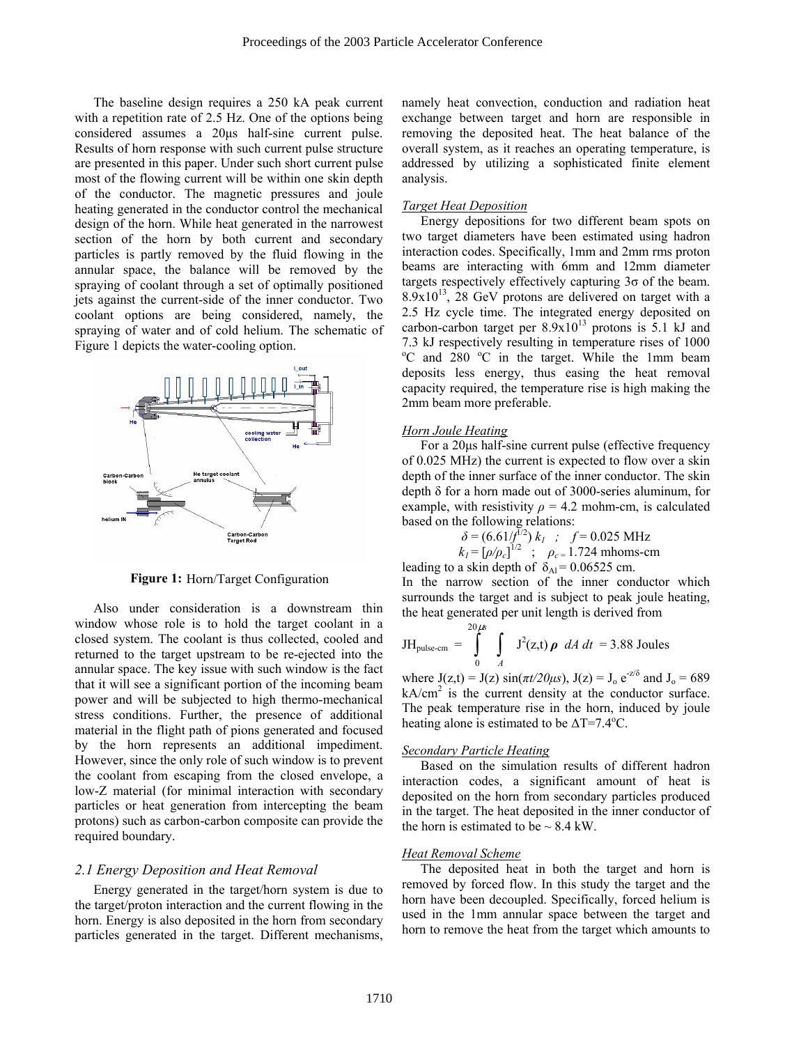The baseline design requires a 250 kA peak current with a repetition rate of 2.5 Hz. One of the options being considered assumes a 20μs half-sine current pulse. Results of horn response with such current pulse structure are presented in this paper. Under such short current pulse most of the flowing current will be within one skin depth of the conductor. The magnetic pressures and joule heating generated in the conductor control the mechanical design of the horn. While heat generated in the narrowest section of the horn by both current and secondary particles is partly removed by the fluid flowing in the annular space, the balance will be removed by the spraying of coolant through a set of optimally positioned jets against the current-side of the inner conductor. Two coolant options are being considered, namely, the spraying of water and of cold helium. The schematic of Figure 1 depicts the water-cooling option.

**Figure 1:** Horn/Target Configuration

Also under consideration is a downstream thin window whose role is to hold the target coolant in a closed system. The coolant is thus collected, cooled and returned to the target upstream to be re-ejected into the annular space. The key issue with such window is the fact that it will see a significant portion of the incoming beam power and will be subjected to high thermo-mechanical stress conditions. Further, the presence of additional material in the flight path of pions generated and focused by the horn represents an additional impediment. However, since the only role of such window is to prevent the coolant from escaping from the closed envelope, a low-Z material (for minimal interaction with secondary particles or heat generation from intercepting the beam protons) such as carbon-carbon composite can provide the required boundary.

### *2.1 Energy Deposition and Heat Removal*

Energy generated in the target/horn system is due to the target/proton interaction and the current flowing in the horn. Energy is also deposited in the horn from secondary particles generated in the target. Different mechanisms, namely heat convection, conduction and radiation heat exchange between target and horn are responsible in removing the deposited heat. The heat balance of the overall system, as it reaches an operating temperature, is addressed by utilizing a sophisticated finite element analysis.

*Target Heat Deposition*

Energy depositions for two different beam spots on two target diameters have been estimated using hadron interaction codes. Specifically, 1mm and 2mm rms proton beams are interacting with 6mm and 12mm diameter targets respectively effectively capturing 3σ of the beam. $8.9 \times 10^{13}$, 28 GeV protons are delivered on target with a 2.5 Hz cycle time. The integrated energy deposited on carbon-carbon target per $8.9 \times 10^{13}$ protons is 5.1 kJ and 7.3 kJ respectively resulting in temperature rises of 1000 $^{o}$C and 280 $^{o}$C in the target. While the 1mm beam deposits less energy, thus easing the heat removal capacity required, the temperature rise is high making the 2mm beam more preferable.

*Horn Joule Heating*

For a 20μs half-sine current pulse (effective frequency of 0.025 MHz) the current is expected to flow over a skin depth of the inner surface of the inner conductor. The skin depth δ for a horn made out of 3000-series aluminum, for example, with resistivity $\rho$ = 4.2 mohm-cm, is calculated based on the following relations:

$$\delta = (6.61/f^{1/2})\, k_1 \;\; ; \quad f = 0.025 \text{ MHz}$$

$$k_1 = [\rho/\rho_c]^{1/2} \;\; ; \quad \rho_c = 1.724 \text{ mhoms-cm}$$

leading to a skin depth of $\delta_{Al} = 0.06525$ cm.

In the narrow section of the inner conductor which surrounds the target and is subject to peak joule heating, the heat generated per unit length is derived from

$$JH_{pulse\text{-}cm} = \int_0^{20\mu s} \int_A J^2(z,t)\, \boldsymbol{\rho}\;\; dA\; dt \;=\; 3.88 \text{ Joules}$$

where $J(z,t) = J(z)\sin(\pi t/20\mu s)$, $J(z) = J_o\, e^{-z/\delta}$ and $J_o$ = 689 kA/cm$^2$ is the current density at the conductor surface. The peak temperature rise in the horn, induced by joule heating alone is estimated to be $\Delta T = 7.4^{o}$C.

*Secondary Particle Heating*

Based on the simulation results of different hadron interaction codes, a significant amount of heat is deposited on the horn from secondary particles produced in the target. The heat deposited in the inner conductor of the horn is estimated to be ~ 8.4 kW.

*Heat Removal Scheme*

The deposited heat in both the target and horn is removed by forced flow. In this study the target and the horn have been decoupled. Specifically, forced helium is used in the 1mm annular space between the target and horn to remove the heat from the target which amounts to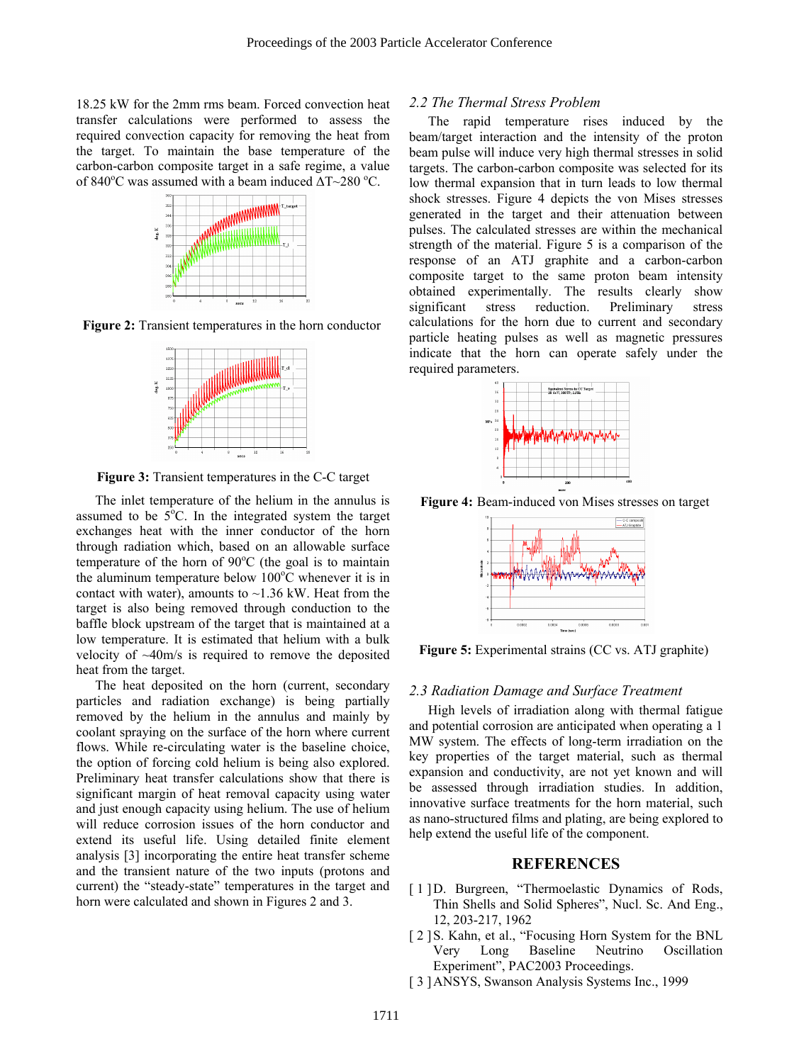18.25 kW for the 2mm rms beam. Forced convection heat transfer calculations were performed to assess the required convection capacity for removing the heat from the target. To maintain the base temperature of the carbon-carbon composite target in a safe regime, a value of 840$^{o}$C was assumed with a beam induced ΔT~280 $^{o}$C.

**Figure 2:** Transient temperatures in the horn conductor

**Figure 3:** Transient temperatures in the C-C target

The inlet temperature of the helium in the annulus is assumed to be 5$^{o}$C. In the integrated system the target exchanges heat with the inner conductor of the horn through radiation which, based on an allowable surface temperature of the horn of 90$^{o}$C (the goal is to maintain the aluminum temperature below 100$^{o}$C whenever it is in contact with water), amounts to ~1.36 kW. Heat from the target is also being removed through conduction to the baffle block upstream of the target that is maintained at a low temperature. It is estimated that helium with a bulk velocity of ~40m/s is required to remove the deposited heat from the target.

The heat deposited on the horn (current, secondary particles and radiation exchange) is being partially removed by the helium in the annulus and mainly by coolant spraying on the surface of the horn where current flows. While re-circulating water is the baseline choice, the option of forcing cold helium is being also explored. Preliminary heat transfer calculations show that there is significant margin of heat removal capacity using water and just enough capacity using helium. The use of helium will reduce corrosion issues of the horn conductor and extend its useful life. Using detailed finite element analysis [3] incorporating the entire heat transfer scheme and the transient nature of the two inputs (protons and current) the "steady-state" temperatures in the target and horn were calculated and shown in Figures 2 and 3.

### *2.2 The Thermal Stress Problem*

The rapid temperature rises induced by the beam/target interaction and the intensity of the proton beam pulse will induce very high thermal stresses in solid targets. The carbon-carbon composite was selected for its low thermal expansion that in turn leads to low thermal shock stresses. Figure 4 depicts the von Mises stresses generated in the target and their attenuation between pulses. The calculated stresses are within the mechanical strength of the material. Figure 5 is a comparison of the response of an ATJ graphite and a carbon-carbon composite target to the same proton beam intensity obtained experimentally. The results clearly show significant stress reduction. Preliminary stress calculations for the horn due to current and secondary particle heating pulses as well as magnetic pressures indicate that the horn can operate safely under the required parameters.

**Figure 4:** Beam-induced von Mises stresses on target

**Figure 5:** Experimental strains (CC vs. ATJ graphite)

### *2.3 Radiation Damage and Surface Treatment*

High levels of irradiation along with thermal fatigue and potential corrosion are anticipated when operating a 1 MW system. The effects of long-term irradiation on the key properties of the target material, such as thermal expansion and conductivity, are not yet known and will be assessed through irradiation studies. In addition, innovative surface treatments for the horn material, such as nano-structured films and plating, are being explored to help extend the useful life of the component.

## REFERENCES

[1] D. Burgreen, "Thermoelastic Dynamics of Rods, Thin Shells and Solid Spheres", Nucl. Sc. And Eng., 12, 203-217, 1962

[2] S. Kahn, et al., "Focusing Horn System for the BNL Very Long Baseline Neutrino Oscillation Experiment", PAC2003 Proceedings.

[3] ANSYS, Swanson Analysis Systems Inc., 1999